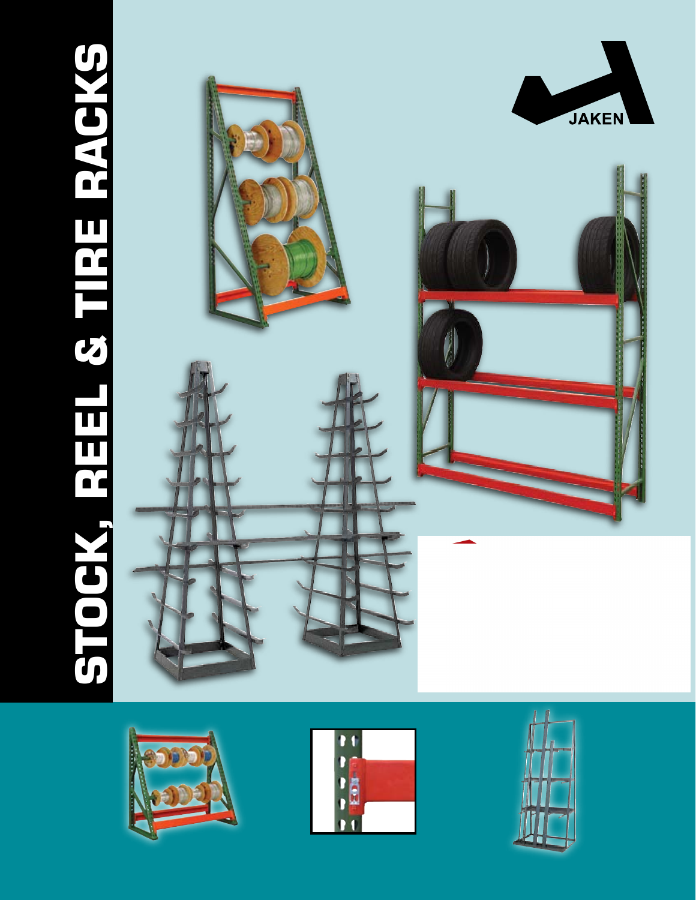# STOCK, REEL & TIRE RACKS

JAKEN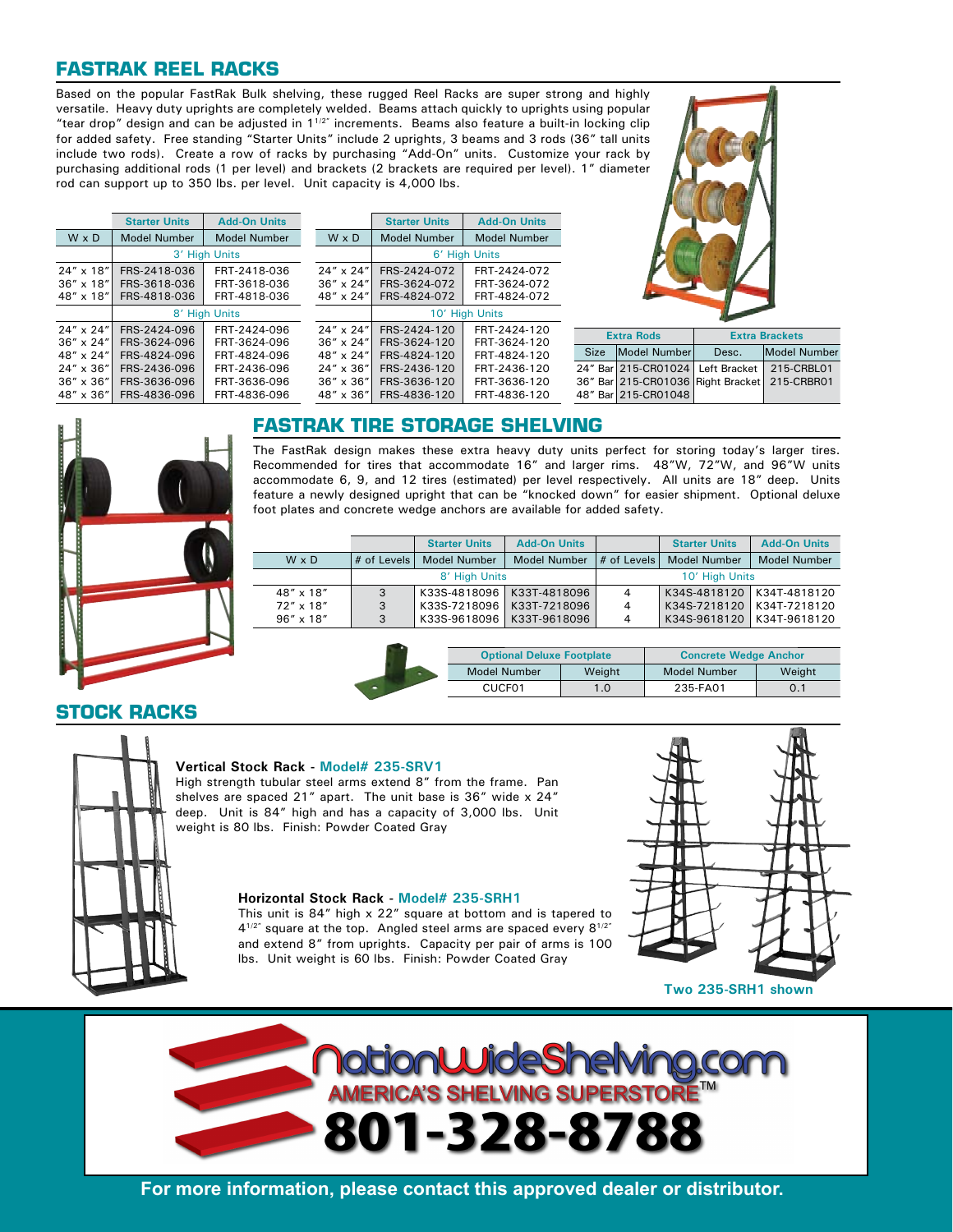## FASTRAK REEL RACKS

Based on the popular FastRak Bulk shelving, these rugged Reel Racks are super strong and highly versatile. Heavy duty uprights are completely welded. Beams attach quickly to uprights using popular "tear drop" design and can be adjusted in 1 1/2" increments. Beams also feature a built-in locking clip for added safety. Free standing "Starter Units" include 2 uprights, 3 beams and 3 rods (36" tall units include two rods). Create a row of racks by purchasing "Add-On" units. Customize your rack by purchasing additional rods (1 per level) and brackets (2 brackets are required per level). 1" diameter rod can support up to 350 lbs. per level. Unit capacity is 4,000 lbs.

| | Starter Units | Add-On Units |
|---|---|---|
| W x D | Model Number | Model Number |
| | 3' High Units | |
| 24" x 18" | FRS-2418-036 | FRT-2418-036 |
| 36" x 18" | FRS-3618-036 | FRT-3618-036 |
| 48" x 18" | FRS-4818-036 | FRT-4818-036 |
| | 8' High Units | |
| 24" x 24" | FRS-2424-096 | FRT-2424-096 |
| 36" x 24" | FRS-3624-096 | FRT-3624-096 |
| 48" x 24" | FRS-4824-096 | FRT-4824-096 |
| 24" x 36" | FRS-2436-096 | FRT-2436-096 |
| 36" x 36" | FRS-3636-096 | FRT-3636-096 |
| 48" x 36" | FRS-4836-096 | FRT-4836-096 |

| | Starter Units | Add-On Units |
|---|---|---|
| W x D | Model Number | Model Number |
| | 6' High Units | |
| 24" x 24" | FRS-2424-072 | FRT-2424-072 |
| 36" x 24" | FRS-3624-072 | FRT-3624-072 |
| 48" x 24" | FRS-4824-072 | FRT-4824-072 |
| | 10' High Units | |
| 24" x 24" | FRS-2424-120 | FRT-2424-120 |
| 36" x 24" | FRS-3624-120 | FRT-3624-120 |
| 48" x 24" | FRS-4824-120 | FRT-4824-120 |
| 24" x 36" | FRS-2436-120 | FRT-2436-120 |
| 36" x 36" | FRS-3636-120 | FRT-3636-120 |
| 48" x 36" | FRS-4836-120 | FRT-4836-120 |

| Extra Rods | | Extra Brackets | |
|---|---|---|---|
| Size | Model Number | Desc. | Model Number |
| 24" Bar | 215-CR01024 | Left Bracket | 215-CRBL01 |
| 36" Bar | 215-CR01036 | Right Bracket | 215-CRBR01 |
| 48" Bar | 215-CR01048 | | |

## FASTRAK TIRE STORAGE SHELVING

The FastRak design makes these extra heavy duty units perfect for storing today's larger tires. Recommended for tires that accommodate 16" and larger rims. 48"W, 72"W, and 96"W units accommodate 6, 9, and 12 tires (estimated) per level respectively. All units are 18" deep. Units feature a newly designed upright that can be "knocked down" for easier shipment. Optional deluxe foot plates and concrete wedge anchors are available for added safety.

| | | Starter Units | Add-On Units | | Starter Units | Add-On Units |
|---|---|---|---|---|---|---|
| W x D | # of Levels | Model Number | Model Number | # of Levels | Model Number | Model Number |
| | 8' High Units | | | 10' High Units | | |
| 48" x 18" | 3 | K33S-4818096 | K33T-4818096 | 4 | K34S-4818120 | K34T-4818120 |
| 72" x 18" | 3 | K33S-7218096 | K33T-7218096 | 4 | K34S-7218120 | K34T-7218120 |
| 96" x 18" | 3 | K33S-9618096 | K33T-9618096 | 4 | K34S-9618120 | K34T-9618120 |

| Optional Deluxe Footplate | | Concrete Wedge Anchor | |
|---|---|---|---|
| Model Number | Weight | Model Number | Weight |
| CUCF01 | 1.0 | 235-FA01 | 0.1 |

## STOCK RACKS

**Vertical Stock Rack - Model# 235-SRV1**
High strength tubular steel arms extend 8" from the frame. Pan shelves are spaced 21" apart. The unit base is 36" wide x 24" deep. Unit is 84" high and has a capacity of 3,000 lbs. Unit weight is 80 lbs. Finish: Powder Coated Gray

**Horizontal Stock Rack - Model# 235-SRH1**
This unit is 84" high x 22" square at bottom and is tapered to 4 1/2" square at the top. Angled steel arms are spaced every 8 1/2" and extend 8" from uprights. Capacity per pair of arms is 100 lbs. Unit weight is 60 lbs. Finish: Powder Coated Gray

Two 235-SRH1 shown

NationwideShelving.com
AMERICA'S SHELVING SUPERSTORE™
801-328-8788

For more information, please contact this approved dealer or distributor.